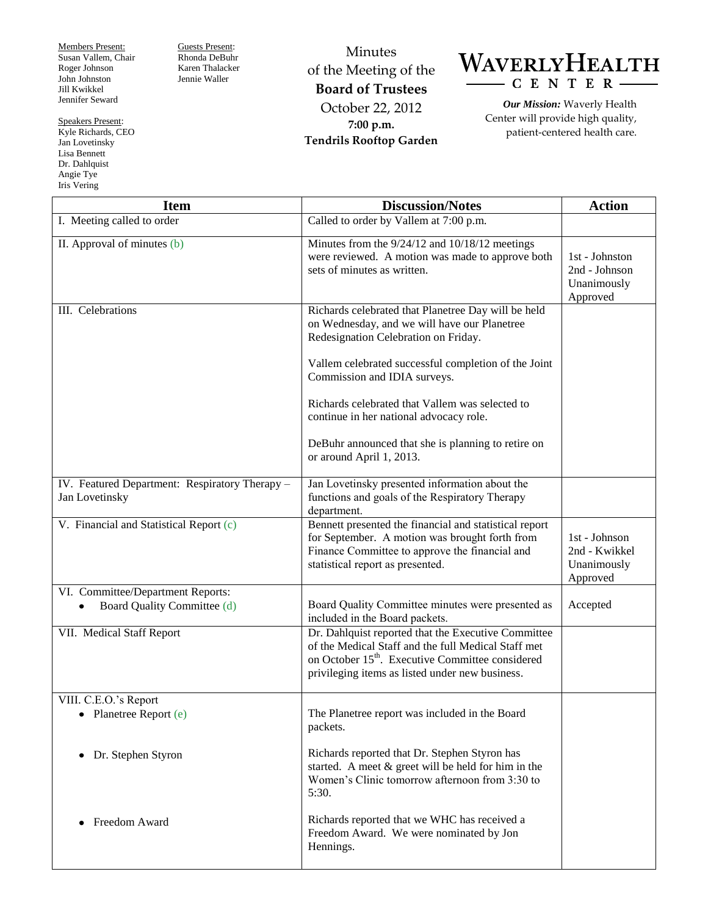Members Present:
Susan Vallem, Chair
Roger Johnson
John Johnston
Jill Kwikkel
Jennifer Seward

Guests Present:
Rhonda DeBuhr
Karen Thalacker
Jennie Waller

Speakers Present:
Kyle Richards, CEO
Jan Lovetinsky
Lisa Bennett
Dr. Dahlquist
Angie Tye
Iris Vering

# Minutes of the Meeting of the **Board of Trustees**

October 22, 2012
**7:00 p.m.**
**Tendrils Rooftop Garden**

**WAVERLY HEALTH CENTER**

***Our Mission:*** Waverly Health Center will provide high quality, patient-centered health care.

| Item | Discussion/Notes | Action |
|---|---|---|
| I. Meeting called to order | Called to order by Vallem at 7:00 p.m. | |
| II. Approval of minutes (b) | Minutes from the 9/24/12 and 10/18/12 meetings were reviewed. A motion was made to approve both sets of minutes as written. | 1st - Johnston<br>2nd - Johnson<br>Unanimously Approved |
| III. Celebrations | Richards celebrated that Planetree Day will be held on Wednesday, and we will have our Planetree Redesignation Celebration on Friday.<br><br>Vallem celebrated successful completion of the Joint Commission and IDIA surveys.<br><br>Richards celebrated that Vallem was selected to continue in her national advocacy role.<br><br>DeBuhr announced that she is planning to retire on or around April 1, 2013. | |
| IV. Featured Department: Respiratory Therapy – Jan Lovetinsky | Jan Lovetinsky presented information about the functions and goals of the Respiratory Therapy department. | |
| V. Financial and Statistical Report (c) | Bennett presented the financial and statistical report for September. A motion was brought forth from Finance Committee to approve the financial and statistical report as presented. | 1st - Johnson<br>2nd - Kwikkel<br>Unanimously Approved |
| VI. Committee/Department Reports:<br>• Board Quality Committee (d) | Board Quality Committee minutes were presented as included in the Board packets. | Accepted |
| VII. Medical Staff Report | Dr. Dahlquist reported that the Executive Committee of the Medical Staff and the full Medical Staff met on October 15th. Executive Committee considered privileging items as listed under new business. | |
| VIII. C.E.O.'s Report<br>• Planetree Report (e)<br><br>• Dr. Stephen Styron<br><br>• Freedom Award | The Planetree report was included in the Board packets.<br><br>Richards reported that Dr. Stephen Styron has started. A meet & greet will be held for him in the Women's Clinic tomorrow afternoon from 3:30 to 5:30.<br><br>Richards reported that we WHC has received a Freedom Award. We were nominated by Jon Hennings. | |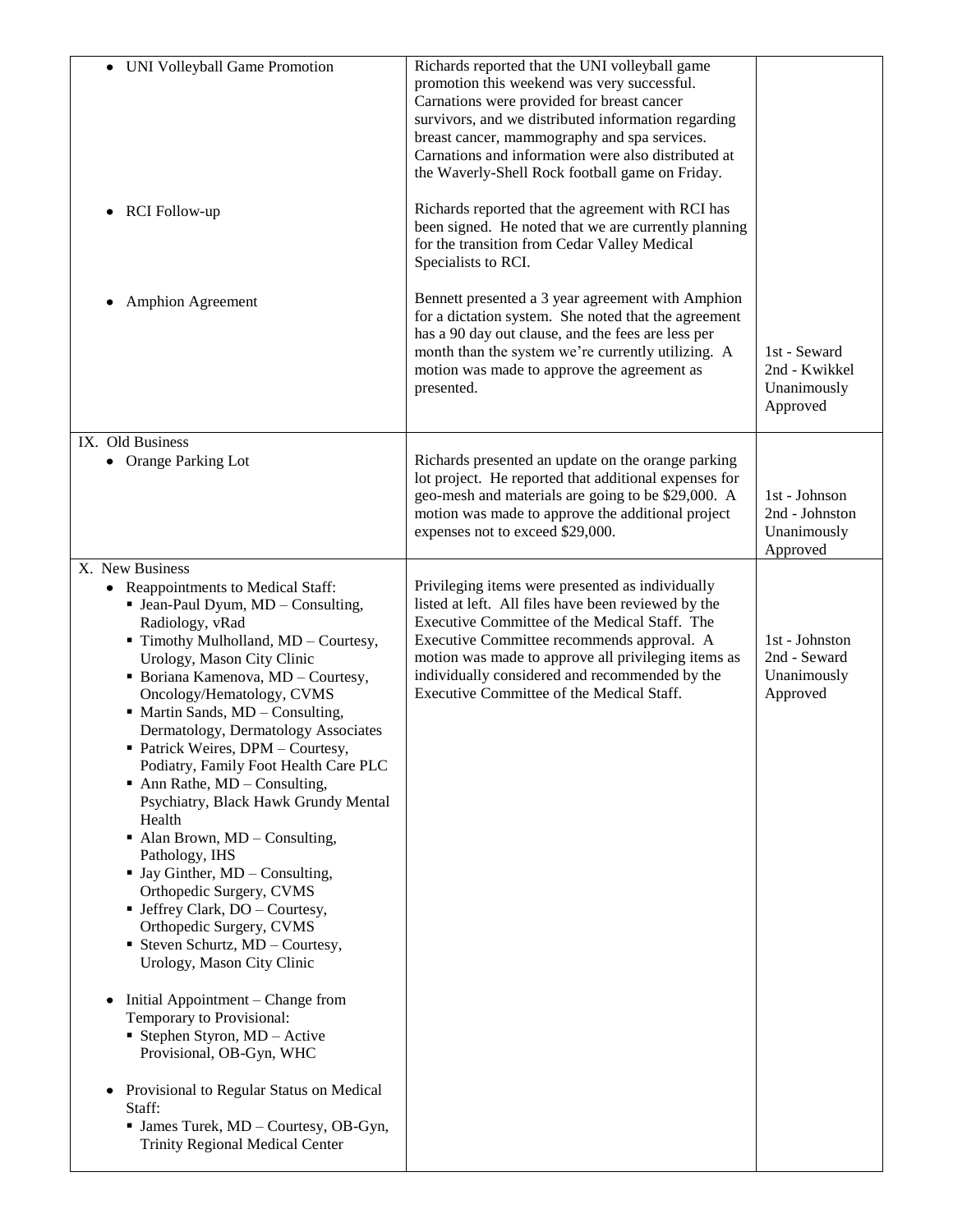| | | |
|---|---|---|
| • UNI Volleyball Game Promotion | Richards reported that the UNI volleyball game promotion this weekend was very successful. Carnations were provided for breast cancer survivors, and we distributed information regarding breast cancer, mammography and spa services. Carnations and information were also distributed at the Waverly-Shell Rock football game on Friday. | |
| • RCI Follow-up | Richards reported that the agreement with RCI has been signed. He noted that we are currently planning for the transition from Cedar Valley Medical Specialists to RCI. | |
| • Amphion Agreement | Bennett presented a 3 year agreement with Amphion for a dictation system. She noted that the agreement has a 90 day out clause, and the fees are less per month than the system we're currently utilizing. A motion was made to approve the agreement as presented. | 1st - Seward<br>2nd - Kwikkel<br>Unanimously Approved |
| IX. Old Business<br>• Orange Parking Lot | Richards presented an update on the orange parking lot project. He reported that additional expenses for geo-mesh and materials are going to be $29,000. A motion was made to approve the additional project expenses not to exceed $29,000. | 1st - Johnson<br>2nd - Johnston<br>Unanimously Approved |
| X. New Business<br>• Reappointments to Medical Staff:<br>▪ Jean-Paul Dyum, MD – Consulting, Radiology, vRad<br>▪ Timothy Mulholland, MD – Courtesy, Urology, Mason City Clinic<br>▪ Boriana Kamenova, MD – Courtesy, Oncology/Hematology, CVMS<br>▪ Martin Sands, MD – Consulting, Dermatology, Dermatology Associates<br>▪ Patrick Weires, DPM – Courtesy, Podiatry, Family Foot Health Care PLC<br>▪ Ann Rathe, MD – Consulting, Psychiatry, Black Hawk Grundy Mental Health<br>▪ Alan Brown, MD – Consulting, Pathology, IHS<br>▪ Jay Ginther, MD – Consulting, Orthopedic Surgery, CVMS<br>▪ Jeffrey Clark, DO – Courtesy, Orthopedic Surgery, CVMS<br>▪ Steven Schurtz, MD – Courtesy, Urology, Mason City Clinic<br><br>• Initial Appointment – Change from Temporary to Provisional:<br>▪ Stephen Styron, MD – Active Provisional, OB-Gyn, WHC<br><br>• Provisional to Regular Status on Medical Staff:<br>▪ James Turek, MD – Courtesy, OB-Gyn, Trinity Regional Medical Center | Privileging items were presented as individually listed at left. All files have been reviewed by the Executive Committee of the Medical Staff. The Executive Committee recommends approval. A motion was made to approve all privileging items as individually considered and recommended by the Executive Committee of the Medical Staff. | 1st - Johnston<br>2nd - Seward<br>Unanimously Approved |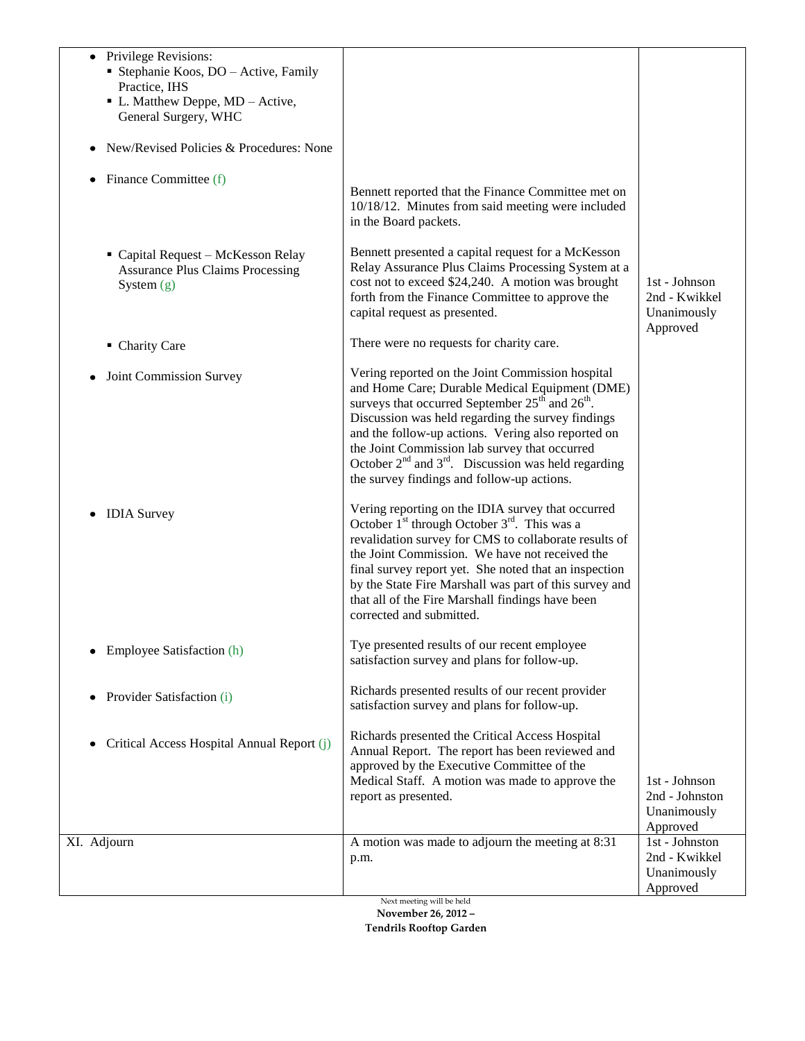| | | |
|---|---|---|
| • Privilege Revisions:<br>▪ Stephanie Koos, DO – Active, Family Practice, IHS<br>▪ L. Matthew Deppe, MD – Active, General Surgery, WHC | | |
| • New/Revised Policies & Procedures: None | | |
| • Finance Committee (f) | Bennett reported that the Finance Committee met on 10/18/12. Minutes from said meeting were included in the Board packets. | |
| ▪ Capital Request – McKesson Relay Assurance Plus Claims Processing System (g) | Bennett presented a capital request for a McKesson Relay Assurance Plus Claims Processing System at a cost not to exceed $24,240. A motion was brought forth from the Finance Committee to approve the capital request as presented. | 1st - Johnson<br>2nd - Kwikkel<br>Unanimously Approved |
| ▪ Charity Care | There were no requests for charity care. | |
| • Joint Commission Survey | Vering reported on the Joint Commission hospital and Home Care; Durable Medical Equipment (DME) surveys that occurred September 25th and 26th. Discussion was held regarding the survey findings and the follow-up actions. Vering also reported on the Joint Commission lab survey that occurred October 2nd and 3rd. Discussion was held regarding the survey findings and follow-up actions. | |
| • IDIA Survey | Vering reporting on the IDIA survey that occurred October 1st through October 3rd. This was a revalidation survey for CMS to collaborate results of the Joint Commission. We have not received the final survey report yet. She noted that an inspection by the State Fire Marshall was part of this survey and that all of the Fire Marshall findings have been corrected and submitted. | |
| • Employee Satisfaction (h) | Tye presented results of our recent employee satisfaction survey and plans for follow-up. | |
| • Provider Satisfaction (i) | Richards presented results of our recent provider satisfaction survey and plans for follow-up. | |
| • Critical Access Hospital Annual Report (j) | Richards presented the Critical Access Hospital Annual Report. The report has been reviewed and approved by the Executive Committee of the Medical Staff. A motion was made to approve the report as presented. | 1st - Johnson<br>2nd - Johnston<br>Unanimously Approved |
| XI. Adjourn | A motion was made to adjourn the meeting at 8:31 p.m. | 1st - Johnston<br>2nd - Kwikkel<br>Unanimously Approved |

Next meeting will be held
**November 26, 2012 –**
**Tendrils Rooftop Garden**